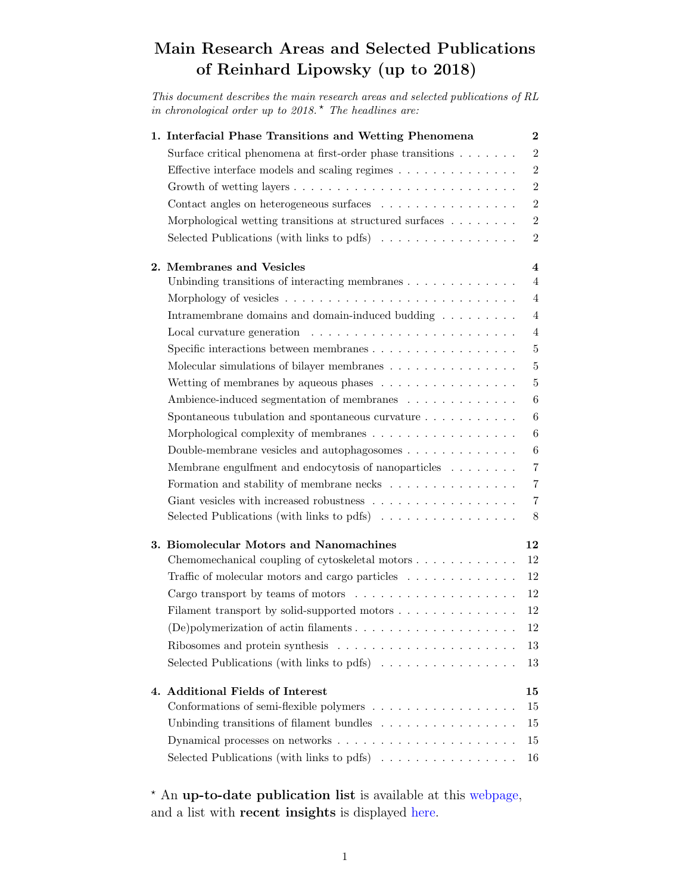# Main Research Areas and Selected Publications of Reinhard Lipowsky (up to 2018)

*This document describes the main research areas and selected publications of RL in chronological order up to 2018.*⋆ *The headlines are:*

| | |
|---|---|
| **1. Interfacial Phase Transitions and Wetting Phenomena** | **2** |
| Surface critical phenomena at first-order phase transitions | 2 |
| Effective interface models and scaling regimes | 2 |
| Growth of wetting layers | 2 |
| Contact angles on heterogeneous surfaces | 2 |
| Morphological wetting transitions at structured surfaces | 2 |
| Selected Publications (with links to pdfs) | 2 |
| **2. Membranes and Vesicles** | **4** |
| Unbinding transitions of interacting membranes | 4 |
| Morphology of vesicles | 4 |
| Intramembrane domains and domain-induced budding | 4 |
| Local curvature generation | 4 |
| Specific interactions between membranes | 5 |
| Molecular simulations of bilayer membranes | 5 |
| Wetting of membranes by aqueous phases | 5 |
| Ambience-induced segmentation of membranes | 6 |
| Spontaneous tubulation and spontaneous curvature | 6 |
| Morphological complexity of membranes | 6 |
| Double-membrane vesicles and autophagosomes | 6 |
| Membrane engulfment and endocytosis of nanoparticles | 7 |
| Formation and stability of membrane necks | 7 |
| Giant vesicles with increased robustness | 7 |
| Selected Publications (with links to pdfs) | 8 |
| **3. Biomolecular Motors and Nanomachines** | **12** |
| Chemomechanical coupling of cytoskeletal motors | 12 |
| Traffic of molecular motors and cargo particles | 12 |
| Cargo transport by teams of motors | 12 |
| Filament transport by solid-supported motors | 12 |
| (De)polymerization of actin filaments | 12 |
| Ribosomes and protein synthesis | 13 |
| Selected Publications (with links to pdfs) | 13 |
| **4. Additional Fields of Interest** | **15** |
| Conformations of semi-flexible polymers | 15 |
| Unbinding transitions of filament bundles | 15 |
| Dynamical processes on networks | 15 |
| Selected Publications (with links to pdfs) | 16 |

⋆ An **up-to-date publication list** is available at this webpage, and a list with **recent insights** is displayed here.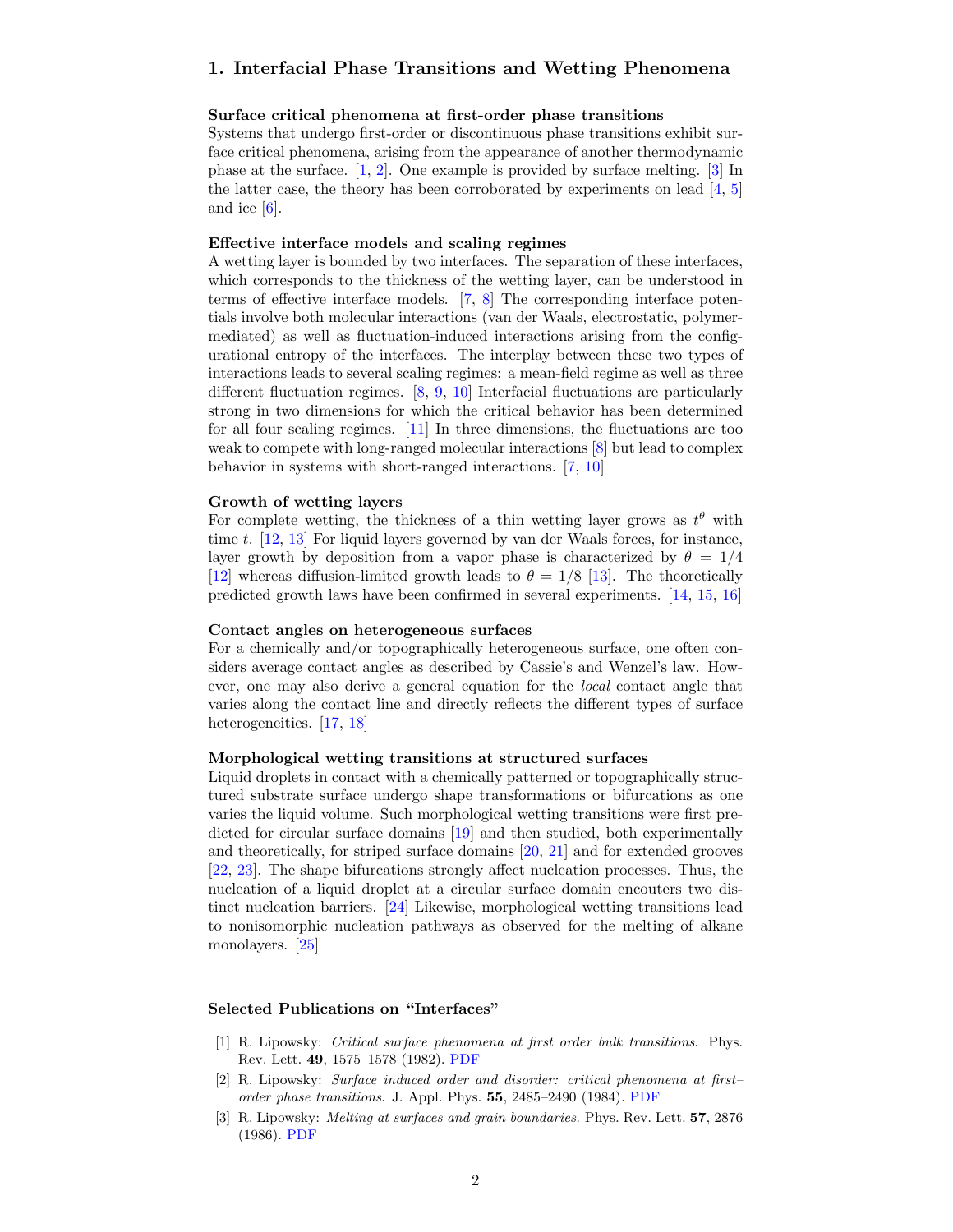## 1. Interfacial Phase Transitions and Wetting Phenomena

**Surface critical phenomena at first-order phase transitions**
Systems that undergo first-order or discontinuous phase transitions exhibit surface critical phenomena, arising from the appearance of another thermodynamic phase at the surface. [1, 2]. One example is provided by surface melting. [3] In the latter case, the theory has been corroborated by experiments on lead [4, 5] and ice [6].

**Effective interface models and scaling regimes**
A wetting layer is bounded by two interfaces. The separation of these interfaces, which corresponds to the thickness of the wetting layer, can be understood in terms of effective interface models. [7, 8] The corresponding interface potentials involve both molecular interactions (van der Waals, electrostatic, polymer-mediated) as well as fluctuation-induced interactions arising from the configurational entropy of the interfaces. The interplay between these two types of interactions leads to several scaling regimes: a mean-field regime as well as three different fluctuation regimes. [8, 9, 10] Interfacial fluctuations are particularly strong in two dimensions for which the critical behavior has been determined for all four scaling regimes. [11] In three dimensions, the fluctuations are too weak to compete with long-ranged molecular interactions [8] but lead to complex behavior in systems with short-ranged interactions. [7, 10]

**Growth of wetting layers**
For complete wetting, the thickness of a thin wetting layer grows as $t^{\theta}$ with time $t$. [12, 13] For liquid layers governed by van der Waals forces, for instance, layer growth by deposition from a vapor phase is characterized by $\theta = 1/4$ [12] whereas diffusion-limited growth leads to $\theta = 1/8$ [13]. The theoretically predicted growth laws have been confirmed in several experiments. [14, 15, 16]

**Contact angles on heterogeneous surfaces**
For a chemically and/or topographically heterogeneous surface, one often considers average contact angles as described by Cassie's and Wenzel's law. However, one may also derive a general equation for the *local* contact angle that varies along the contact line and directly reflects the different types of surface heterogeneities. [17, 18]

**Morphological wetting transitions at structured surfaces**
Liquid droplets in contact with a chemically patterned or topographically structured substrate surface undergo shape transformations or bifurcations as one varies the liquid volume. Such morphological wetting transitions were first predicted for circular surface domains [19] and then studied, both experimentally and theoretically, for striped surface domains [20, 21] and for extended grooves [22, 23]. The shape bifurcations strongly affect nucleation processes. Thus, the nucleation of a liquid droplet at a circular surface domain encouters two distinct nucleation barriers. [24] Likewise, morphological wetting transitions lead to nonisomorphic nucleation pathways as observed for the melting of alkane monolayers. [25]

### Selected Publications on "Interfaces"

[1] R. Lipowsky: *Critical surface phenomena at first order bulk transitions.* Phys. Rev. Lett. **49**, 1575–1578 (1982). PDF

[2] R. Lipowsky: *Surface induced order and disorder: critical phenomena at first–order phase transitions.* J. Appl. Phys. **55**, 2485–2490 (1984). PDF

[3] R. Lipowsky: *Melting at surfaces and grain boundaries.* Phys. Rev. Lett. **57**, 2876 (1986). PDF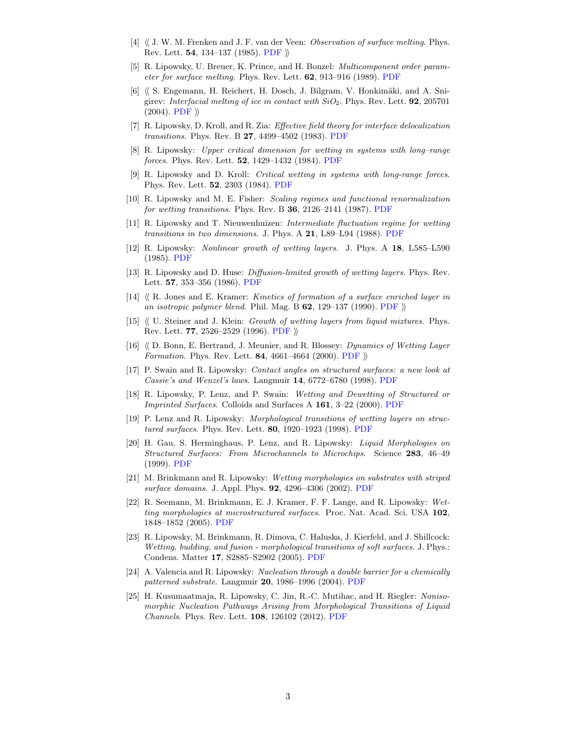[4] ⟪ J. W. M. Frenken and J. F. van der Veen: *Observation of surface melting*. Phys. Rev. Lett. **54**, 134–137 (1985). PDF ⟫

[5] R. Lipowsky, U. Breuer, K. Prince, and H. Bonzel: *Multicomponent order parameter for surface melting*. Phys. Rev. Lett. **62**, 913–916 (1989). PDF

[6] ⟪ S. Engemann, H. Reichert, H. Dosch, J. Bilgram, V. Honkimäki, and A. Snigirev: *Interfacial melting of ice in contact with $SiO_2$*. Phys. Rev. Lett. **92**, 205701 (2004). PDF ⟫

[7] R. Lipowsky, D. Kroll, and R. Zia: *Effective field theory for interface delocalization transitions*. Phys. Rev. B **27**, 4499–4502 (1983). PDF

[8] R. Lipowsky: *Upper critical dimension for wetting in systems with long–range forces*. Phys. Rev. Lett. **52**, 1429–1432 (1984). PDF

[9] R. Lipowsky and D. Kroll: *Critical wetting in systems with long-range forces*. Phys. Rev. Lett. **52**, 2303 (1984). PDF

[10] R. Lipowsky and M. E. Fisher: *Scaling regimes and functional renormalization for wetting transitions*. Phys. Rev. B **36**, 2126–2141 (1987). PDF

[11] R. Lipowsky and T. Nieuwenhuizen: *Intermediate fluctuation regime for wetting transitions in two dimensions*. J. Phys. A **21**, L89–L94 (1988). PDF

[12] R. Lipowsky: *Nonlinear growth of wetting layers*. J. Phys. A **18**, L585–L590 (1985). PDF

[13] R. Lipowsky and D. Huse: *Diffusion-limited growth of wetting layers*. Phys. Rev. Lett. **57**, 353–356 (1986). PDF

[14] ⟪ R. Jones and E. Kramer: *Kinetics of formation of a surface enriched layer in an isotropic polymer blend*. Phil. Mag. B **62**, 129–137 (1990). PDF ⟫

[15] ⟪ U. Steiner and J. Klein: *Growth of wetting layers from liquid mixtures*. Phys. Rev. Lett. **77**, 2526–2529 (1996). PDF ⟫

[16] ⟪ D. Bonn, E. Bertrand, J. Meunier, and R. Blossey: *Dynamics of Wetting Layer Formation*. Phys. Rev. Lett. **84**, 4661–4664 (2000). PDF ⟫

[17] P. Swain and R. Lipowsky: *Contact angles on structured surfaces: a new look at Cassie's and Wenzel's laws*. Langmuir **14**, 6772–6780 (1998). PDF

[18] R. Lipowsky, P. Lenz, and P. Swain: *Wetting and Dewetting of Structured or Imprinted Surfaces*. Colloids and Surfaces A **161**, 3–22 (2000). PDF

[19] P. Lenz and R. Lipowsky: *Morphological transitions of wetting layers on structured surfaces*. Phys. Rev. Lett. **80**, 1920–1923 (1998). PDF

[20] H. Gau, S. Herminghaus, P. Lenz, and R. Lipowsky: *Liquid Morphologies on Structured Surfaces: From Microchannels to Microchips*. Science **283**, 46–49 (1999). PDF

[21] M. Brinkmann and R. Lipowsky: *Wetting morphologies on substrates with striped surface domains*. J. Appl. Phys. **92**, 4296–4306 (2002). PDF

[22] R. Seemann, M. Brinkmann, E. J. Kramer, F. F. Lange, and R. Lipowsky: *Wetting morphologies at microstructured surfaces*. Proc. Nat. Acad. Sci. USA **102**, 1848–1852 (2005). PDF

[23] R. Lipowsky, M. Brinkmann, R. Dimova, C. Haluska, J. Kierfeld, and J. Shillcock: *Wetting, budding, and fusion - morphological transitions of soft surfaces*. J. Phys.: Condens. Matter **17**, S2885–S2902 (2005). PDF

[24] A. Valencia and R. Lipowsky: *Nucleation through a double barrier for a chemically patterned substrate*. Langmuir **20**, 1986–1996 (2004). PDF

[25] H. Kusumaatmaja, R. Lipowsky, C. Jin, R.-C. Mutihac, and H. Riegler: *Nonisomorphic Nucleation Pathways Arising from Morphological Transitions of Liquid Channels*. Phys. Rev. Lett. **108**, 126102 (2012). PDF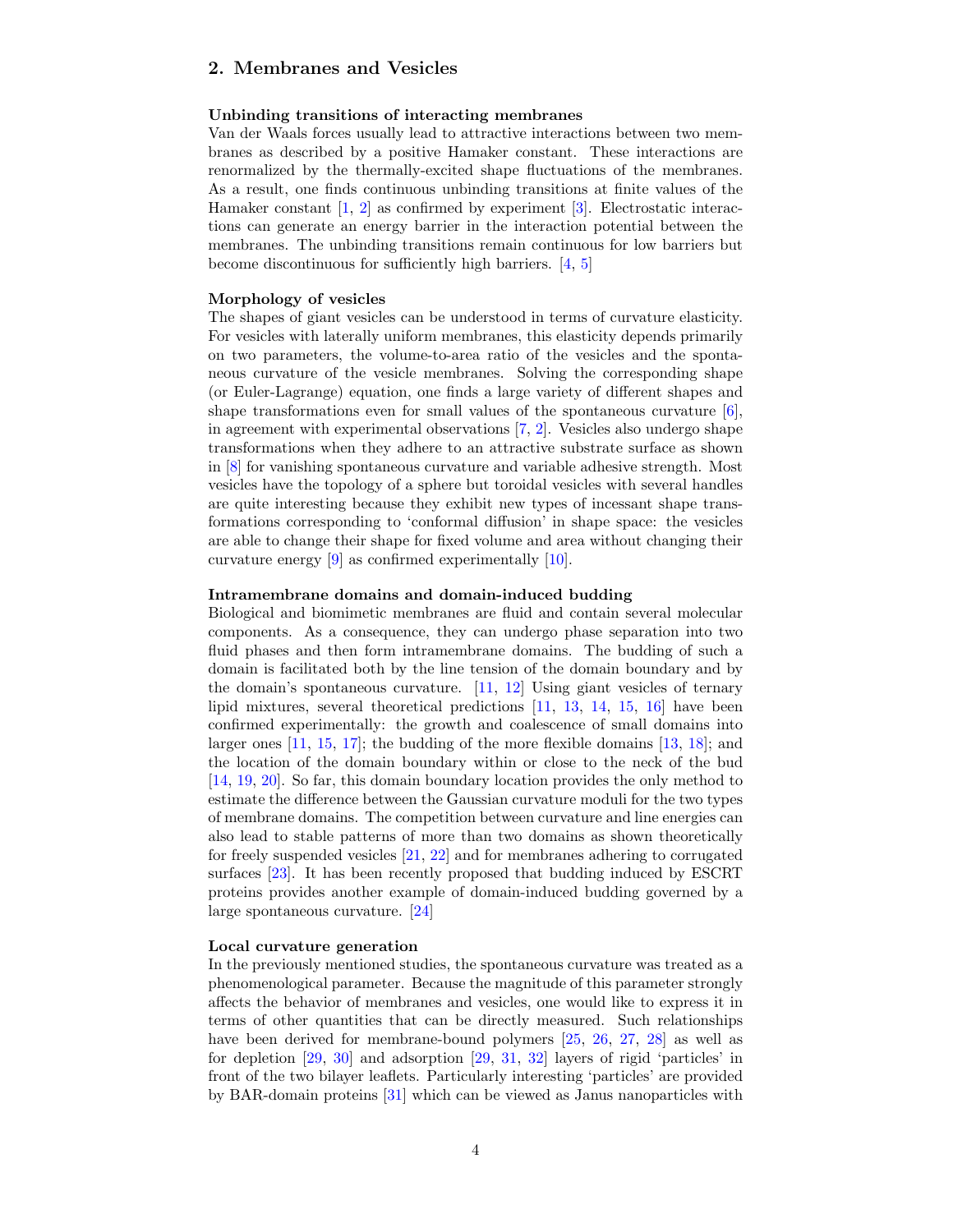## 2. Membranes and Vesicles

**Unbinding transitions of interacting membranes**

Van der Waals forces usually lead to attractive interactions between two membranes as described by a positive Hamaker constant. These interactions are renormalized by the thermally-excited shape fluctuations of the membranes. As a result, one finds continuous unbinding transitions at finite values of the Hamaker constant [1, 2] as confirmed by experiment [3]. Electrostatic interactions can generate an energy barrier in the interaction potential between the membranes. The unbinding transitions remain continuous for low barriers but become discontinuous for sufficiently high barriers. [4, 5]

**Morphology of vesicles**

The shapes of giant vesicles can be understood in terms of curvature elasticity. For vesicles with laterally uniform membranes, this elasticity depends primarily on two parameters, the volume-to-area ratio of the vesicles and the spontaneous curvature of the vesicle membranes. Solving the corresponding shape (or Euler-Lagrange) equation, one finds a large variety of different shapes and shape transformations even for small values of the spontaneous curvature [6], in agreement with experimental observations [7, 2]. Vesicles also undergo shape transformations when they adhere to an attractive substrate surface as shown in [8] for vanishing spontaneous curvature and variable adhesive strength. Most vesicles have the topology of a sphere but toroidal vesicles with several handles are quite interesting because they exhibit new types of incessant shape transformations corresponding to 'conformal diffusion' in shape space: the vesicles are able to change their shape for fixed volume and area without changing their curvature energy [9] as confirmed experimentally [10].

**Intramembrane domains and domain-induced budding**

Biological and biomimetic membranes are fluid and contain several molecular components. As a consequence, they can undergo phase separation into two fluid phases and then form intramembrane domains. The budding of such a domain is facilitated both by the line tension of the domain boundary and by the domain's spontaneous curvature. [11, 12] Using giant vesicles of ternary lipid mixtures, several theoretical predictions [11, 13, 14, 15, 16] have been confirmed experimentally: the growth and coalescence of small domains into larger ones [11, 15, 17]; the budding of the more flexible domains [13, 18]; and the location of the domain boundary within or close to the neck of the bud [14, 19, 20]. So far, this domain boundary location provides the only method to estimate the difference between the Gaussian curvature moduli for the two types of membrane domains. The competition between curvature and line energies can also lead to stable patterns of more than two domains as shown theoretically for freely suspended vesicles [21, 22] and for membranes adhering to corrugated surfaces [23]. It has been recently proposed that budding induced by ESCRT proteins provides another example of domain-induced budding governed by a large spontaneous curvature. [24]

**Local curvature generation**

In the previously mentioned studies, the spontaneous curvature was treated as a phenomenological parameter. Because the magnitude of this parameter strongly affects the behavior of membranes and vesicles, one would like to express it in terms of other quantities that can be directly measured. Such relationships have been derived for membrane-bound polymers [25, 26, 27, 28] as well as for depletion [29, 30] and adsorption [29, 31, 32] layers of rigid 'particles' in front of the two bilayer leaflets. Particularly interesting 'particles' are provided by BAR-domain proteins [31] which can be viewed as Janus nanoparticles with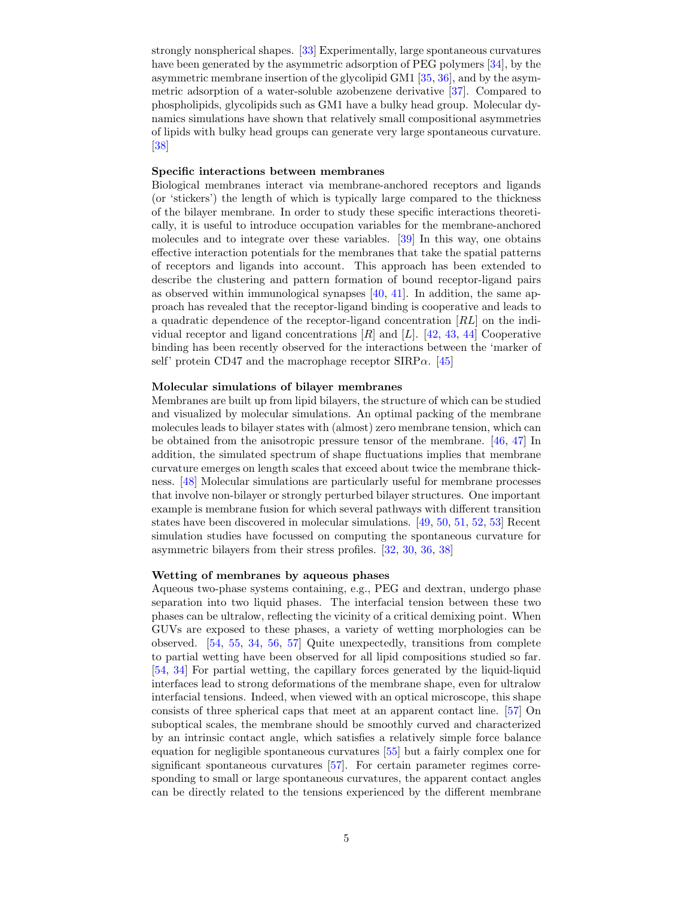strongly nonspherical shapes. [33] Experimentally, large spontaneous curvatures have been generated by the asymmetric adsorption of PEG polymers [34], by the asymmetric membrane insertion of the glycolipid GM1 [35, 36], and by the asymmetric adsorption of a water-soluble azobenzene derivative [37]. Compared to phospholipids, glycolipids such as GM1 have a bulky head group. Molecular dynamics simulations have shown that relatively small compositional asymmetries of lipids with bulky head groups can generate very large spontaneous curvature. [38]

**Specific interactions between membranes**
Biological membranes interact via membrane-anchored receptors and ligands (or 'stickers') the length of which is typically large compared to the thickness of the bilayer membrane. In order to study these specific interactions theoretically, it is useful to introduce occupation variables for the membrane-anchored molecules and to integrate over these variables. [39] In this way, one obtains effective interaction potentials for the membranes that take the spatial patterns of receptors and ligands into account. This approach has been extended to describe the clustering and pattern formation of bound receptor-ligand pairs as observed within immunological synapses [40, 41]. In addition, the same approach has revealed that the receptor-ligand binding is cooperative and leads to a quadratic dependence of the receptor-ligand concentration $[RL]$ on the individual receptor and ligand concentrations $[R]$ and $[L]$. [42, 43, 44] Cooperative binding has been recently observed for the interactions between the 'marker of self' protein CD47 and the macrophage receptor SIRP$\alpha$. [45]

**Molecular simulations of bilayer membranes**
Membranes are built up from lipid bilayers, the structure of which can be studied and visualized by molecular simulations. An optimal packing of the membrane molecules leads to bilayer states with (almost) zero membrane tension, which can be obtained from the anisotropic pressure tensor of the membrane. [46, 47] In addition, the simulated spectrum of shape fluctuations implies that membrane curvature emerges on length scales that exceed about twice the membrane thickness. [48] Molecular simulations are particularly useful for membrane processes that involve non-bilayer or strongly perturbed bilayer structures. One important example is membrane fusion for which several pathways with different transition states have been discovered in molecular simulations. [49, 50, 51, 52, 53] Recent simulation studies have focussed on computing the spontaneous curvature for asymmetric bilayers from their stress profiles. [32, 30, 36, 38]

**Wetting of membranes by aqueous phases**
Aqueous two-phase systems containing, e.g., PEG and dextran, undergo phase separation into two liquid phases. The interfacial tension between these two phases can be ultralow, reflecting the vicinity of a critical demixing point. When GUVs are exposed to these phases, a variety of wetting morphologies can be observed. [54, 55, 34, 56, 57] Quite unexpectedly, transitions from complete to partial wetting have been observed for all lipid compositions studied so far. [54, 34] For partial wetting, the capillary forces generated by the liquid-liquid interfaces lead to strong deformations of the membrane shape, even for ultralow interfacial tensions. Indeed, when viewed with an optical microscope, this shape consists of three spherical caps that meet at an apparent contact line. [57] On suboptical scales, the membrane should be smoothly curved and characterized by an intrinsic contact angle, which satisfies a relatively simple force balance equation for negligible spontaneous curvatures [55] but a fairly complex one for significant spontaneous curvatures [57]. For certain parameter regimes corresponding to small or large spontaneous curvatures, the apparent contact angles can be directly related to the tensions experienced by the different membrane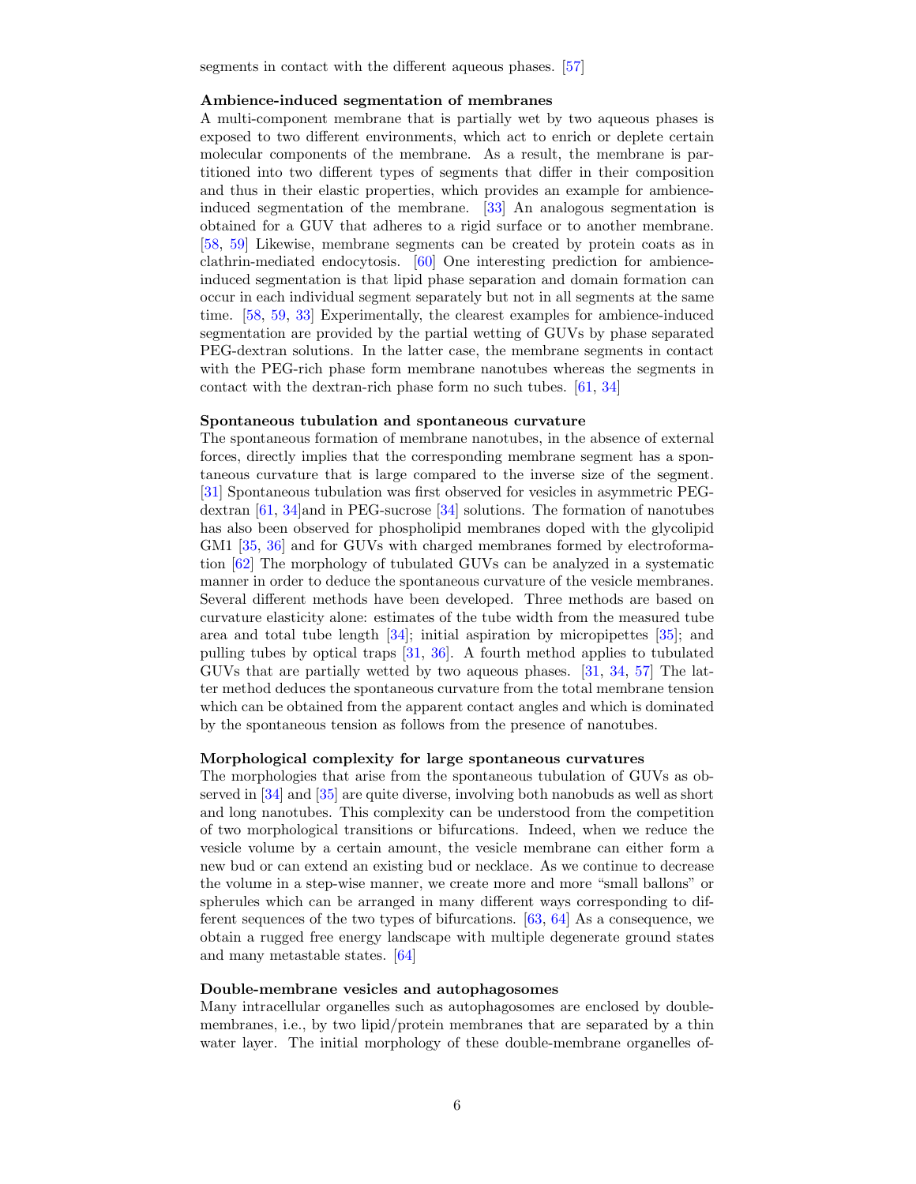segments in contact with the different aqueous phases. [57]

**Ambience-induced segmentation of membranes**

A multi-component membrane that is partially wet by two aqueous phases is exposed to two different environments, which act to enrich or deplete certain molecular components of the membrane. As a result, the membrane is partitioned into two different types of segments that differ in their composition and thus in their elastic properties, which provides an example for ambience-induced segmentation of the membrane. [33] An analogous segmentation is obtained for a GUV that adheres to a rigid surface or to another membrane. [58, 59] Likewise, membrane segments can be created by protein coats as in clathrin-mediated endocytosis. [60] One interesting prediction for ambience-induced segmentation is that lipid phase separation and domain formation can occur in each individual segment separately but not in all segments at the same time. [58, 59, 33] Experimentally, the clearest examples for ambience-induced segmentation are provided by the partial wetting of GUVs by phase separated PEG-dextran solutions. In the latter case, the membrane segments in contact with the PEG-rich phase form membrane nanotubes whereas the segments in contact with the dextran-rich phase form no such tubes. [61, 34]

**Spontaneous tubulation and spontaneous curvature**

The spontaneous formation of membrane nanotubes, in the absence of external forces, directly implies that the corresponding membrane segment has a spontaneous curvature that is large compared to the inverse size of the segment. [31] Spontaneous tubulation was first observed for vesicles in asymmetric PEG-dextran [61, 34]and in PEG-sucrose [34] solutions. The formation of nanotubes has also been observed for phospholipid membranes doped with the glycolipid GM1 [35, 36] and for GUVs with charged membranes formed by electroformation [62] The morphology of tubulated GUVs can be analyzed in a systematic manner in order to deduce the spontaneous curvature of the vesicle membranes. Several different methods have been developed. Three methods are based on curvature elasticity alone: estimates of the tube width from the measured tube area and total tube length [34]; initial aspiration by micropipettes [35]; and pulling tubes by optical traps [31, 36]. A fourth method applies to tubulated GUVs that are partially wetted by two aqueous phases. [31, 34, 57] The latter method deduces the spontaneous curvature from the total membrane tension which can be obtained from the apparent contact angles and which is dominated by the spontaneous tension as follows from the presence of nanotubes.

**Morphological complexity for large spontaneous curvatures**

The morphologies that arise from the spontaneous tubulation of GUVs as observed in [34] and [35] are quite diverse, involving both nanobuds as well as short and long nanotubes. This complexity can be understood from the competition of two morphological transitions or bifurcations. Indeed, when we reduce the vesicle volume by a certain amount, the vesicle membrane can either form a new bud or can extend an existing bud or necklace. As we continue to decrease the volume in a step-wise manner, we create more and more "small ballons" or spherules which can be arranged in many different ways corresponding to different sequences of the two types of bifurcations. [63, 64] As a consequence, we obtain a rugged free energy landscape with multiple degenerate ground states and many metastable states. [64]

**Double-membrane vesicles and autophagosomes**

Many intracellular organelles such as autophagosomes are enclosed by double-membranes, i.e., by two lipid/protein membranes that are separated by a thin water layer. The initial morphology of these double-membrane organelles of-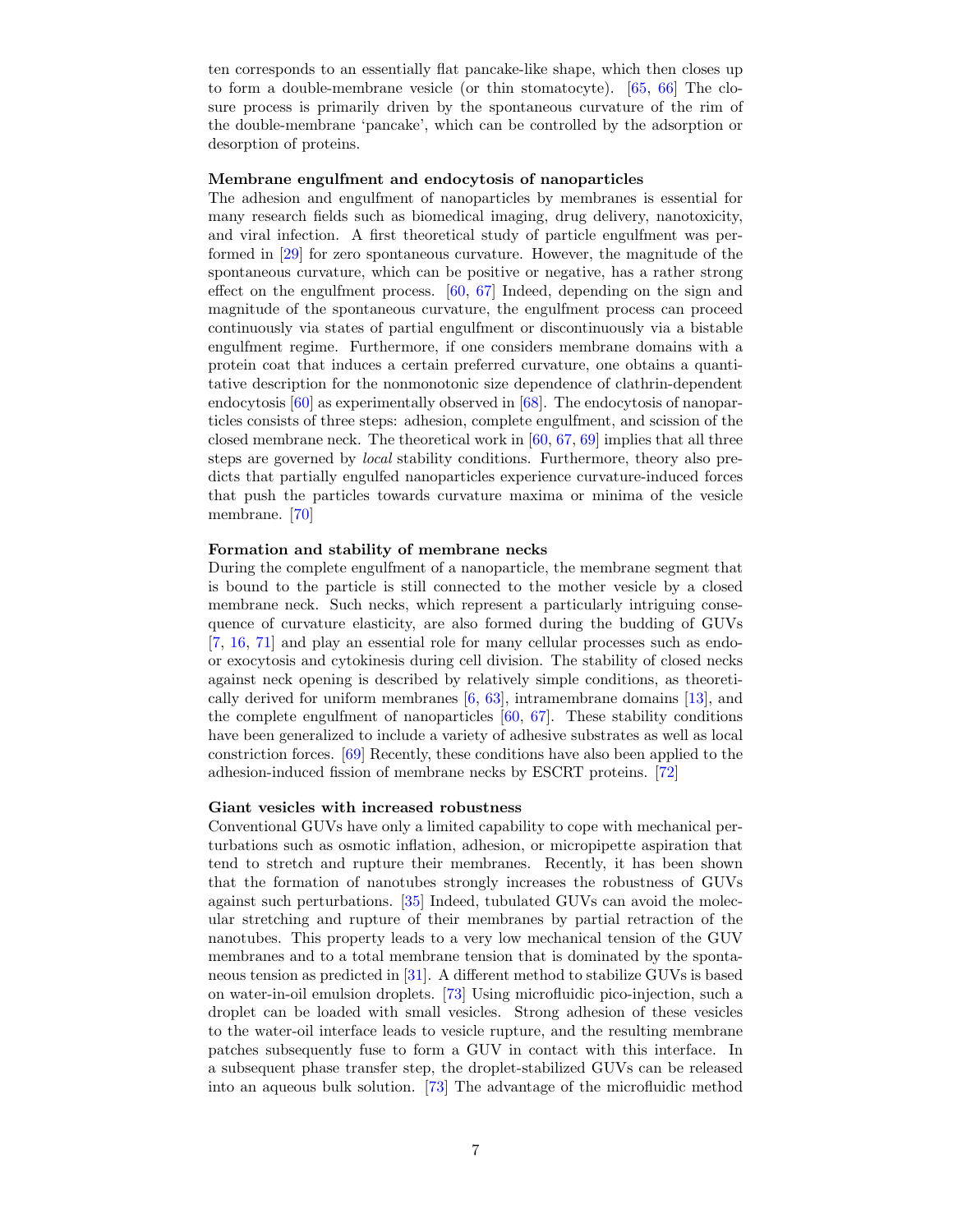ten corresponds to an essentially flat pancake-like shape, which then closes up to form a double-membrane vesicle (or thin stomatocyte). [65, 66] The closure process is primarily driven by the spontaneous curvature of the rim of the double-membrane 'pancake', which can be controlled by the adsorption or desorption of proteins.

**Membrane engulfment and endocytosis of nanoparticles**

The adhesion and engulfment of nanoparticles by membranes is essential for many research fields such as biomedical imaging, drug delivery, nanotoxicity, and viral infection. A first theoretical study of particle engulfment was performed in [29] for zero spontaneous curvature. However, the magnitude of the spontaneous curvature, which can be positive or negative, has a rather strong effect on the engulfment process. [60, 67] Indeed, depending on the sign and magnitude of the spontaneous curvature, the engulfment process can proceed continuously via states of partial engulfment or discontinuously via a bistable engulfment regime. Furthermore, if one considers membrane domains with a protein coat that induces a certain preferred curvature, one obtains a quantitative description for the nonmonotonic size dependence of clathrin-dependent endocytosis [60] as experimentally observed in [68]. The endocytosis of nanoparticles consists of three steps: adhesion, complete engulfment, and scission of the closed membrane neck. The theoretical work in [60, 67, 69] implies that all three steps are governed by *local* stability conditions. Furthermore, theory also predicts that partially engulfed nanoparticles experience curvature-induced forces that push the particles towards curvature maxima or minima of the vesicle membrane. [70]

**Formation and stability of membrane necks**

During the complete engulfment of a nanoparticle, the membrane segment that is bound to the particle is still connected to the mother vesicle by a closed membrane neck. Such necks, which represent a particularly intriguing consequence of curvature elasticity, are also formed during the budding of GUVs [7, 16, 71] and play an essential role for many cellular processes such as endo- or exocytosis and cytokinesis during cell division. The stability of closed necks against neck opening is described by relatively simple conditions, as theoretically derived for uniform membranes [6, 63], intramembrane domains [13], and the complete engulfment of nanoparticles [60, 67]. These stability conditions have been generalized to include a variety of adhesive substrates as well as local constriction forces. [69] Recently, these conditions have also been applied to the adhesion-induced fission of membrane necks by ESCRT proteins. [72]

**Giant vesicles with increased robustness**

Conventional GUVs have only a limited capability to cope with mechanical perturbations such as osmotic inflation, adhesion, or micropipette aspiration that tend to stretch and rupture their membranes. Recently, it has been shown that the formation of nanotubes strongly increases the robustness of GUVs against such perturbations. [35] Indeed, tubulated GUVs can avoid the molecular stretching and rupture of their membranes by partial retraction of the nanotubes. This property leads to a very low mechanical tension of the GUV membranes and to a total membrane tension that is dominated by the spontaneous tension as predicted in [31]. A different method to stabilize GUVs is based on water-in-oil emulsion droplets. [73] Using microfluidic pico-injection, such a droplet can be loaded with small vesicles. Strong adhesion of these vesicles to the water-oil interface leads to vesicle rupture, and the resulting membrane patches subsequently fuse to form a GUV in contact with this interface. In a subsequent phase transfer step, the droplet-stabilized GUVs can be released into an aqueous bulk solution. [73] The advantage of the microfluidic method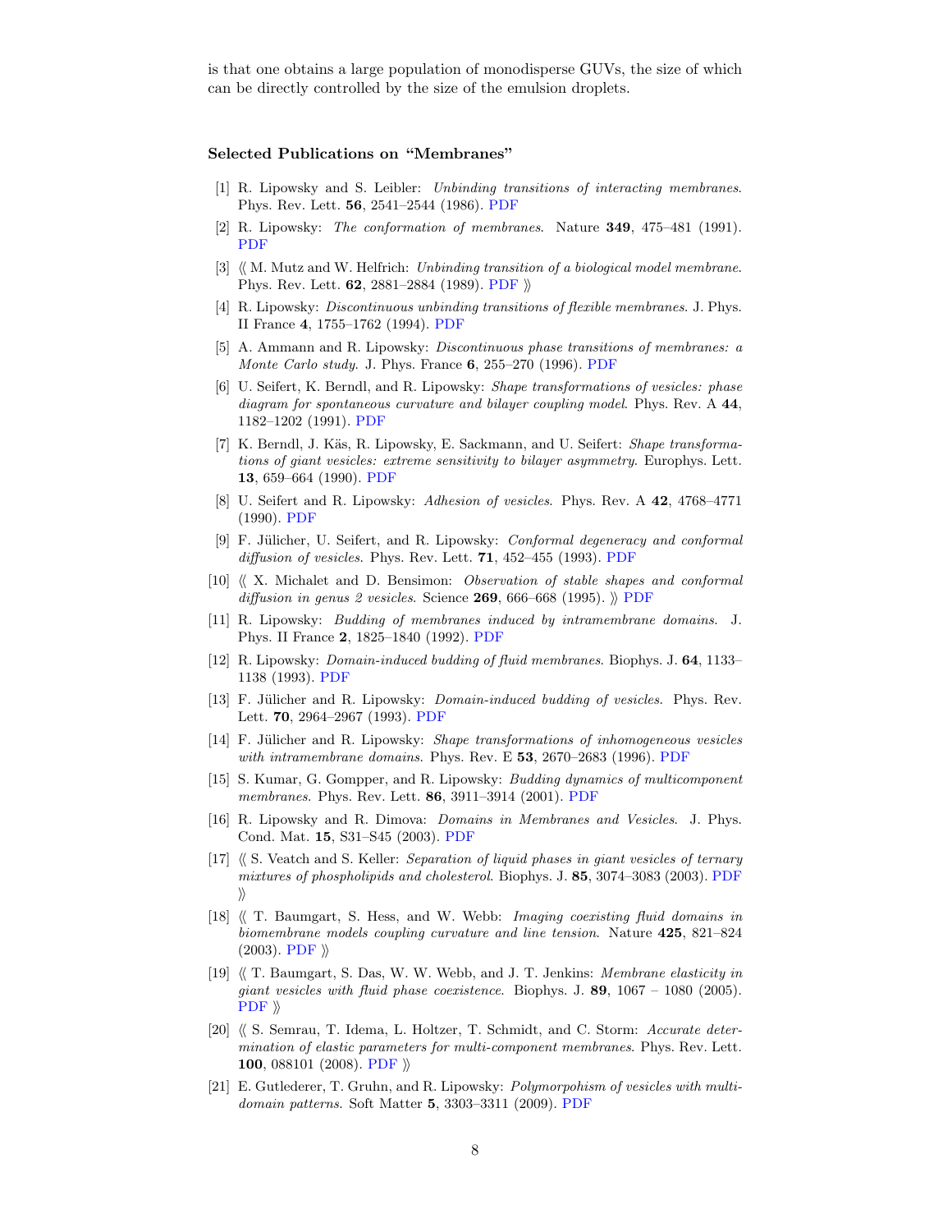is that one obtains a large population of monodisperse GUVs, the size of which can be directly controlled by the size of the emulsion droplets.

### Selected Publications on "Membranes"

[1] R. Lipowsky and S. Leibler: *Unbinding transitions of interacting membranes*. Phys. Rev. Lett. **56**, 2541–2544 (1986). PDF

[2] R. Lipowsky: *The conformation of membranes*. Nature **349**, 475–481 (1991). PDF

[3] ⟪ M. Mutz and W. Helfrich: *Unbinding transition of a biological model membrane*. Phys. Rev. Lett. **62**, 2881–2884 (1989). PDF ⟫

[4] R. Lipowsky: *Discontinuous unbinding transitions of flexible membranes*. J. Phys. II France **4**, 1755–1762 (1994). PDF

[5] A. Ammann and R. Lipowsky: *Discontinuous phase transitions of membranes: a Monte Carlo study*. J. Phys. France **6**, 255–270 (1996). PDF

[6] U. Seifert, K. Berndl, and R. Lipowsky: *Shape transformations of vesicles: phase diagram for spontaneous curvature and bilayer coupling model*. Phys. Rev. A **44**, 1182–1202 (1991). PDF

[7] K. Berndl, J. Käs, R. Lipowsky, E. Sackmann, and U. Seifert: *Shape transformations of giant vesicles: extreme sensitivity to bilayer asymmetry*. Europhys. Lett. **13**, 659–664 (1990). PDF

[8] U. Seifert and R. Lipowsky: *Adhesion of vesicles*. Phys. Rev. A **42**, 4768–4771 (1990). PDF

[9] F. Jülicher, U. Seifert, and R. Lipowsky: *Conformal degeneracy and conformal diffusion of vesicles*. Phys. Rev. Lett. **71**, 452–455 (1993). PDF

[10] ⟪ X. Michalet and D. Bensimon: *Observation of stable shapes and conformal diffusion in genus 2 vesicles*. Science **269**, 666–668 (1995). ⟫ PDF

[11] R. Lipowsky: *Budding of membranes induced by intramembrane domains*. J. Phys. II France **2**, 1825–1840 (1992). PDF

[12] R. Lipowsky: *Domain-induced budding of fluid membranes*. Biophys. J. **64**, 1133–1138 (1993). PDF

[13] F. Jülicher and R. Lipowsky: *Domain-induced budding of vesicles*. Phys. Rev. Lett. **70**, 2964–2967 (1993). PDF

[14] F. Jülicher and R. Lipowsky: *Shape transformations of inhomogeneous vesicles with intramembrane domains*. Phys. Rev. E **53**, 2670–2683 (1996). PDF

[15] S. Kumar, G. Gompper, and R. Lipowsky: *Budding dynamics of multicomponent membranes*. Phys. Rev. Lett. **86**, 3911–3914 (2001). PDF

[16] R. Lipowsky and R. Dimova: *Domains in Membranes and Vesicles*. J. Phys. Cond. Mat. **15**, S31–S45 (2003). PDF

[17] ⟪ S. Veatch and S. Keller: *Separation of liquid phases in giant vesicles of ternary mixtures of phospholipids and cholesterol*. Biophys. J. **85**, 3074–3083 (2003). PDF ⟫

[18] ⟪ T. Baumgart, S. Hess, and W. Webb: *Imaging coexisting fluid domains in biomembrane models coupling curvature and line tension*. Nature **425**, 821–824 (2003). PDF ⟫

[19] ⟪ T. Baumgart, S. Das, W. W. Webb, and J. T. Jenkins: *Membrane elasticity in giant vesicles with fluid phase coexistence*. Biophys. J. **89**, 1067 – 1080 (2005). PDF ⟫

[20] ⟪ S. Semrau, T. Idema, L. Holtzer, T. Schmidt, and C. Storm: *Accurate determination of elastic parameters for multi-component membranes*. Phys. Rev. Lett. **100**, 088101 (2008). PDF ⟫

[21] E. Gutlederer, T. Gruhn, and R. Lipowsky: *Polymorpohism of vesicles with multi-domain patterns*. Soft Matter **5**, 3303–3311 (2009). PDF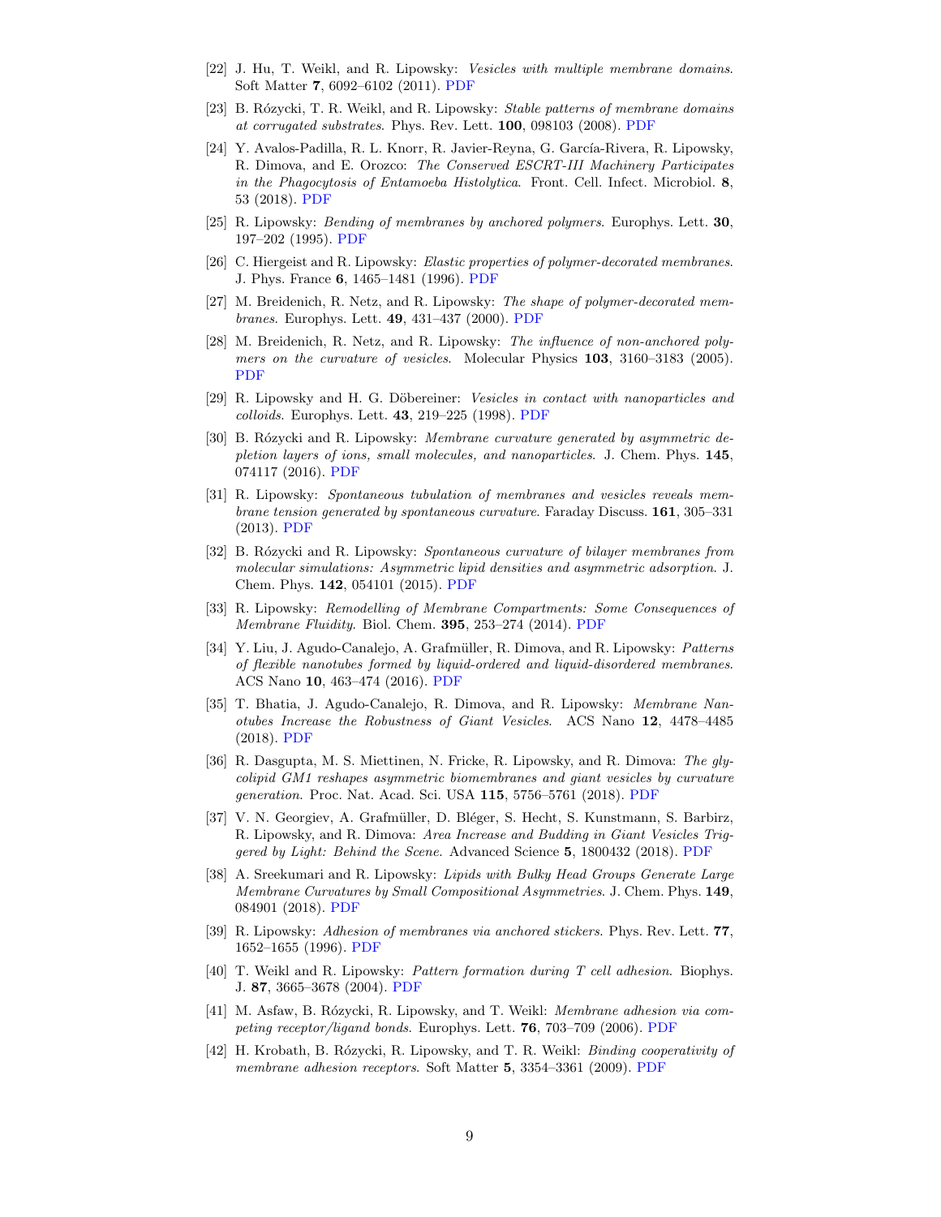[22] J. Hu, T. Weikl, and R. Lipowsky: *Vesicles with multiple membrane domains*. Soft Matter **7**, 6092–6102 (2011). PDF

[23] B. Rózycki, T. R. Weikl, and R. Lipowsky: *Stable patterns of membrane domains at corrugated substrates*. Phys. Rev. Lett. **100**, 098103 (2008). PDF

[24] Y. Avalos-Padilla, R. L. Knorr, R. Javier-Reyna, G. García-Rivera, R. Lipowsky, R. Dimova, and E. Orozco: *The Conserved ESCRT-III Machinery Participates in the Phagocytosis of Entamoeba Histolytica*. Front. Cell. Infect. Microbiol. **8**, 53 (2018). PDF

[25] R. Lipowsky: *Bending of membranes by anchored polymers*. Europhys. Lett. **30**, 197–202 (1995). PDF

[26] C. Hiergeist and R. Lipowsky: *Elastic properties of polymer-decorated membranes*. J. Phys. France **6**, 1465–1481 (1996). PDF

[27] M. Breidenich, R. Netz, and R. Lipowsky: *The shape of polymer-decorated membranes*. Europhys. Lett. **49**, 431–437 (2000). PDF

[28] M. Breidenich, R. Netz, and R. Lipowsky: *The influence of non-anchored polymers on the curvature of vesicles*. Molecular Physics **103**, 3160–3183 (2005). PDF

[29] R. Lipowsky and H. G. Döbereiner: *Vesicles in contact with nanoparticles and colloids*. Europhys. Lett. **43**, 219–225 (1998). PDF

[30] B. Rózycki and R. Lipowsky: *Membrane curvature generated by asymmetric depletion layers of ions, small molecules, and nanoparticles*. J. Chem. Phys. **145**, 074117 (2016). PDF

[31] R. Lipowsky: *Spontaneous tubulation of membranes and vesicles reveals membrane tension generated by spontaneous curvature*. Faraday Discuss. **161**, 305–331 (2013). PDF

[32] B. Rózycki and R. Lipowsky: *Spontaneous curvature of bilayer membranes from molecular simulations: Asymmetric lipid densities and asymmetric adsorption*. J. Chem. Phys. **142**, 054101 (2015). PDF

[33] R. Lipowsky: *Remodelling of Membrane Compartments: Some Consequences of Membrane Fluidity.* Biol. Chem. **395**, 253–274 (2014). PDF

[34] Y. Liu, J. Agudo-Canalejo, A. Grafmüller, R. Dimova, and R. Lipowsky: *Patterns of flexible nanotubes formed by liquid-ordered and liquid-disordered membranes.* ACS Nano **10**, 463–474 (2016). PDF

[35] T. Bhatia, J. Agudo-Canalejo, R. Dimova, and R. Lipowsky: *Membrane Nanotubes Increase the Robustness of Giant Vesicles.* ACS Nano **12**, 4478–4485 (2018). PDF

[36] R. Dasgupta, M. S. Miettinen, N. Fricke, R. Lipowsky, and R. Dimova: *The glycolipid GM1 reshapes asymmetric biomembranes and giant vesicles by curvature generation.* Proc. Nat. Acad. Sci. USA **115**, 5756–5761 (2018). PDF

[37] V. N. Georgiev, A. Grafmüller, D. Bléger, S. Hecht, S. Kunstmann, S. Barbirz, R. Lipowsky, and R. Dimova: *Area Increase and Budding in Giant Vesicles Triggered by Light: Behind the Scene.* Advanced Science **5**, 1800432 (2018). PDF

[38] A. Sreekumari and R. Lipowsky: *Lipids with Bulky Head Groups Generate Large Membrane Curvatures by Small Compositional Asymmetries*. J. Chem. Phys. **149**, 084901 (2018). PDF

[39] R. Lipowsky: *Adhesion of membranes via anchored stickers*. Phys. Rev. Lett. **77**, 1652–1655 (1996). PDF

[40] T. Weikl and R. Lipowsky: *Pattern formation during T cell adhesion*. Biophys. J. **87**, 3665–3678 (2004). PDF

[41] M. Asfaw, B. Rózycki, R. Lipowsky, and T. Weikl: *Membrane adhesion via competing receptor/ligand bonds*. Europhys. Lett. **76**, 703–709 (2006). PDF

[42] H. Krobath, B. Rózycki, R. Lipowsky, and T. R. Weikl: *Binding cooperativity of membrane adhesion receptors*. Soft Matter **5**, 3354–3361 (2009). PDF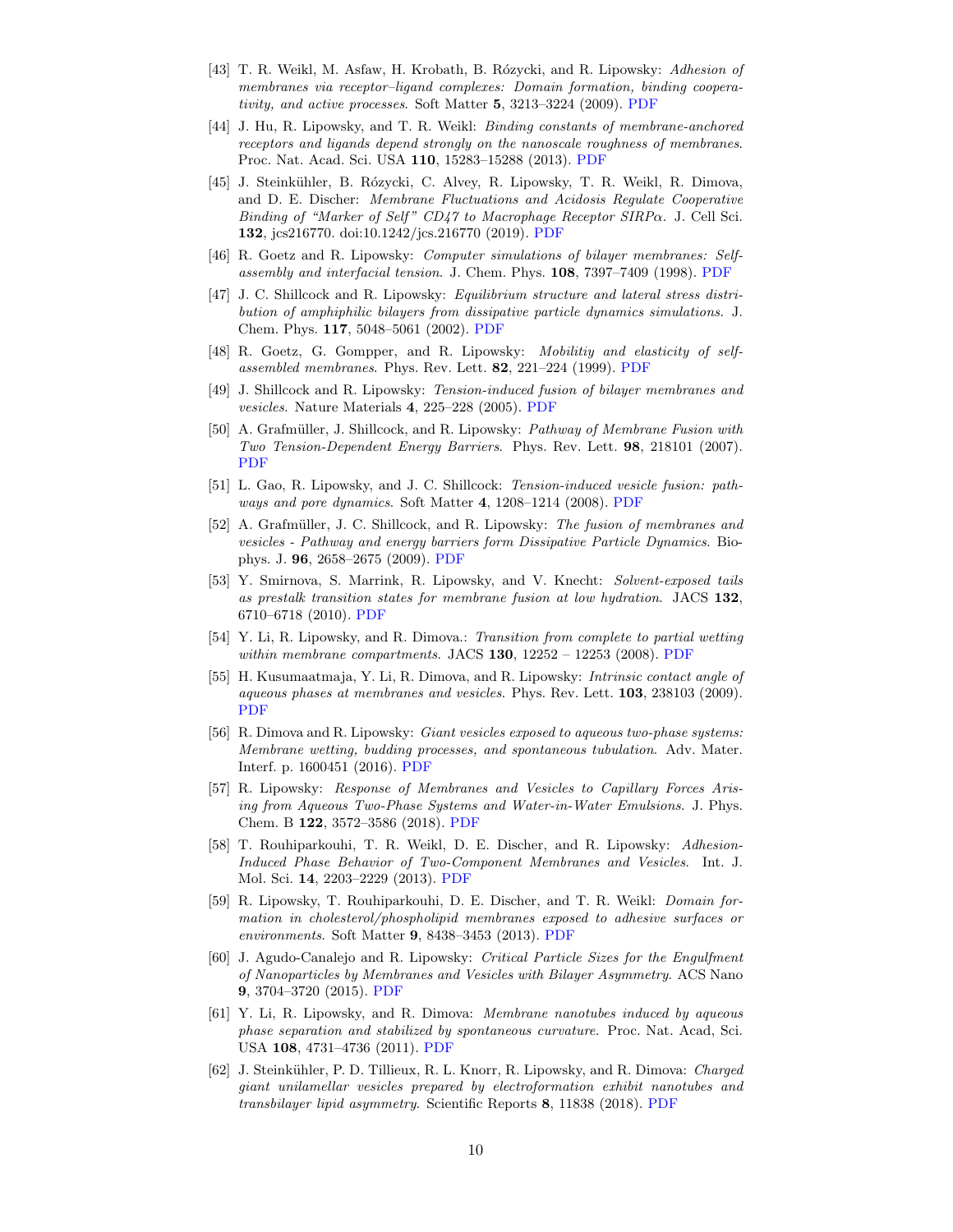[43] T. R. Weikl, M. Asfaw, H. Krobath, B. Różycki, and R. Lipowsky: *Adhesion of membranes via receptor–ligand complexes: Domain formation, binding cooperativity, and active processes*. Soft Matter **5**, 3213–3224 (2009). PDF

[44] J. Hu, R. Lipowsky, and T. R. Weikl: *Binding constants of membrane-anchored receptors and ligands depend strongly on the nanoscale roughness of membranes*. Proc. Nat. Acad. Sci. USA **110**, 15283–15288 (2013). PDF

[45] J. Steinkühler, B. Różycki, C. Alvey, R. Lipowsky, T. R. Weikl, R. Dimova, and D. E. Discher: *Membrane Fluctuations and Acidosis Regulate Cooperative Binding of "Marker of Self" CD47 to Macrophage Receptor SIRPα*. J. Cell Sci. **132**, jcs216770. doi:10.1242/jcs.216770 (2019). PDF

[46] R. Goetz and R. Lipowsky: *Computer simulations of bilayer membranes: Self-assembly and interfacial tension*. J. Chem. Phys. **108**, 7397–7409 (1998). PDF

[47] J. C. Shillcock and R. Lipowsky: *Equilibrium structure and lateral stress distribution of amphiphilic bilayers from dissipative particle dynamics simulations*. J. Chem. Phys. **117**, 5048–5061 (2002). PDF

[48] R. Goetz, G. Gompper, and R. Lipowsky: *Mobilitiy and elasticity of self-assembled membranes*. Phys. Rev. Lett. **82**, 221–224 (1999). PDF

[49] J. Shillcock and R. Lipowsky: *Tension-induced fusion of bilayer membranes and vesicles*. Nature Materials **4**, 225–228 (2005). PDF

[50] A. Grafmüller, J. Shillcock, and R. Lipowsky: *Pathway of Membrane Fusion with Two Tension-Dependent Energy Barriers*. Phys. Rev. Lett. **98**, 218101 (2007). PDF

[51] L. Gao, R. Lipowsky, and J. C. Shillcock: *Tension-induced vesicle fusion: pathways and pore dynamics*. Soft Matter **4**, 1208–1214 (2008). PDF

[52] A. Grafmüller, J. C. Shillcock, and R. Lipowsky: *The fusion of membranes and vesicles - Pathway and energy barriers form Dissipative Particle Dynamics*. Biophys. J. **96**, 2658–2675 (2009). PDF

[53] Y. Smirnova, S. Marrink, R. Lipowsky, and V. Knecht: *Solvent-exposed tails as prestalk transition states for membrane fusion at low hydration*. JACS **132**, 6710–6718 (2010). PDF

[54] Y. Li, R. Lipowsky, and R. Dimova.: *Transition from complete to partial wetting within membrane compartments*. JACS **130**, 12252 – 12253 (2008). PDF

[55] H. Kusumaatmaja, Y. Li, R. Dimova, and R. Lipowsky: *Intrinsic contact angle of aqueous phases at membranes and vesicles*. Phys. Rev. Lett. **103**, 238103 (2009). PDF

[56] R. Dimova and R. Lipowsky: *Giant vesicles exposed to aqueous two-phase systems: Membrane wetting, budding processes, and spontaneous tubulation*. Adv. Mater. Interf. p. 1600451 (2016). PDF

[57] R. Lipowsky: *Response of Membranes and Vesicles to Capillary Forces Arising from Aqueous Two-Phase Systems and Water-in-Water Emulsions*. J. Phys. Chem. B **122**, 3572–3586 (2018). PDF

[58] T. Rouhiparkouhi, T. R. Weikl, D. E. Discher, and R. Lipowsky: *Adhesion-Induced Phase Behavior of Two-Component Membranes and Vesicles*. Int. J. Mol. Sci. **14**, 2203–2229 (2013). PDF

[59] R. Lipowsky, T. Rouhiparkouhi, D. E. Discher, and T. R. Weikl: *Domain formation in cholesterol/phospholipid membranes exposed to adhesive surfaces or environments*. Soft Matter **9**, 8438–3453 (2013). PDF

[60] J. Agudo-Canalejo and R. Lipowsky: *Critical Particle Sizes for the Engulfment of Nanoparticles by Membranes and Vesicles with Bilayer Asymmetry*. ACS Nano **9**, 3704–3720 (2015). PDF

[61] Y. Li, R. Lipowsky, and R. Dimova: *Membrane nanotubes induced by aqueous phase separation and stabilized by spontaneous curvature*. Proc. Nat. Acad, Sci. USA **108**, 4731–4736 (2011). PDF

[62] J. Steinkühler, P. D. Tillieux, R. L. Knorr, R. Lipowsky, and R. Dimova: *Charged giant unilamellar vesicles prepared by electroformation exhibit nanotubes and transbilayer lipid asymmetry*. Scientific Reports **8**, 11838 (2018). PDF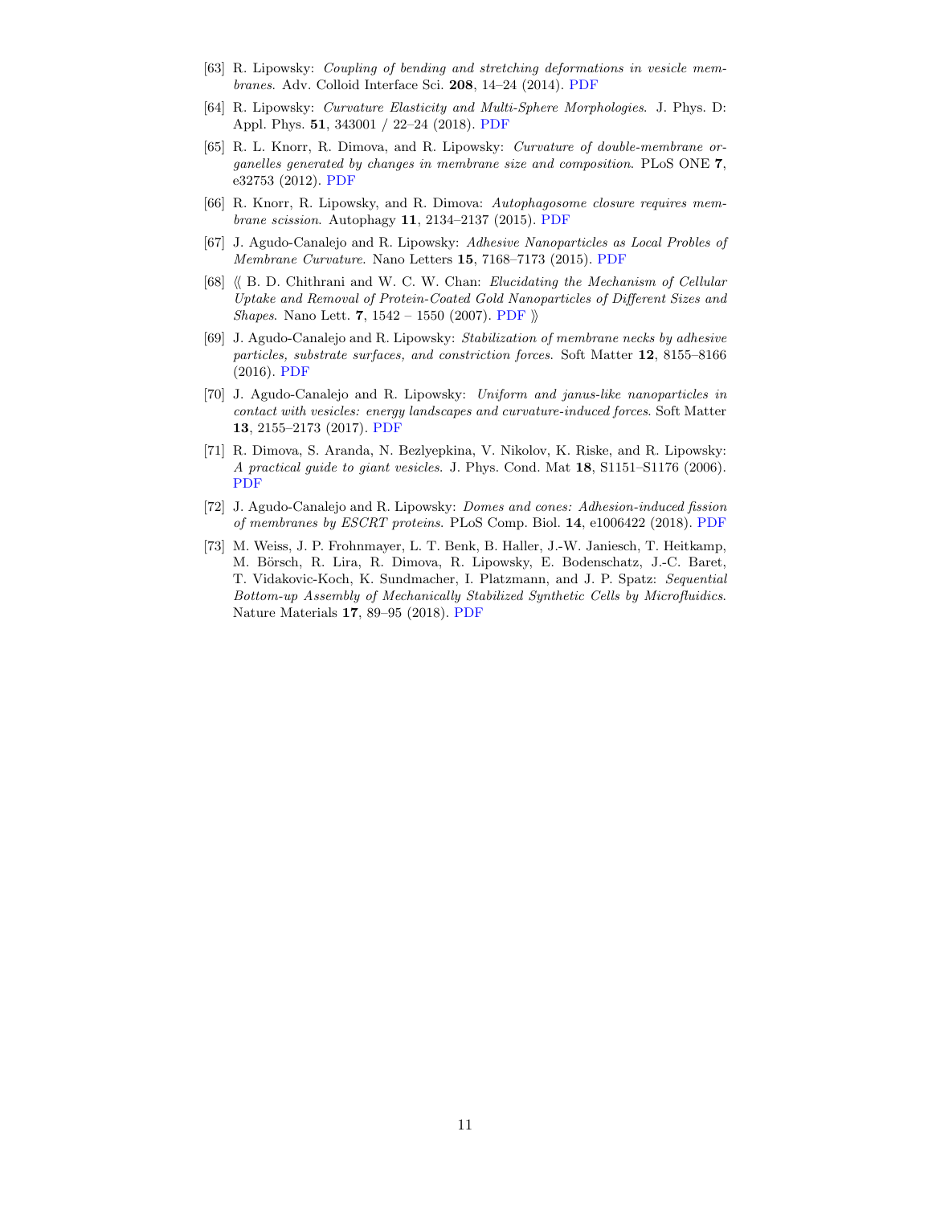[63] R. Lipowsky: *Coupling of bending and stretching deformations in vesicle membranes*. Adv. Colloid Interface Sci. **208**, 14–24 (2014). PDF

[64] R. Lipowsky: *Curvature Elasticity and Multi-Sphere Morphologies*. J. Phys. D: Appl. Phys. **51**, 343001 / 22–24 (2018). PDF

[65] R. L. Knorr, R. Dimova, and R. Lipowsky: *Curvature of double-membrane organelles generated by changes in membrane size and composition*. PLoS ONE **7**, e32753 (2012). PDF

[66] R. Knorr, R. Lipowsky, and R. Dimova: *Autophagosome closure requires membrane scission*. Autophagy **11**, 2134–2137 (2015). PDF

[67] J. Agudo-Canalejo and R. Lipowsky: *Adhesive Nanoparticles as Local Probles of Membrane Curvature*. Nano Letters **15**, 7168–7173 (2015). PDF

[68] ⟪ B. D. Chithrani and W. C. W. Chan: *Elucidating the Mechanism of Cellular Uptake and Removal of Protein-Coated Gold Nanoparticles of Different Sizes and Shapes*. Nano Lett. **7**, 1542 – 1550 (2007). PDF ⟫

[69] J. Agudo-Canalejo and R. Lipowsky: *Stabilization of membrane necks by adhesive particles, substrate surfaces, and constriction forces*. Soft Matter **12**, 8155–8166 (2016). PDF

[70] J. Agudo-Canalejo and R. Lipowsky: *Uniform and janus-like nanoparticles in contact with vesicles: energy landscapes and curvature-induced forces*. Soft Matter **13**, 2155–2173 (2017). PDF

[71] R. Dimova, S. Aranda, N. Bezlyepkina, V. Nikolov, K. Riske, and R. Lipowsky: *A practical guide to giant vesicles*. J. Phys. Cond. Mat **18**, S1151–S1176 (2006). PDF

[72] J. Agudo-Canalejo and R. Lipowsky: *Domes and cones: Adhesion-induced fission of membranes by ESCRT proteins*. PLoS Comp. Biol. **14**, e1006422 (2018). PDF

[73] M. Weiss, J. P. Frohnmayer, L. T. Benk, B. Haller, J.-W. Janiesch, T. Heitkamp, M. Börsch, R. Lira, R. Dimova, R. Lipowsky, E. Bodenschatz, J.-C. Baret, T. Vidakovic-Koch, K. Sundmacher, I. Platzmann, and J. P. Spatz: *Sequential Bottom-up Assembly of Mechanically Stabilized Synthetic Cells by Microfluidics*. Nature Materials **17**, 89–95 (2018). PDF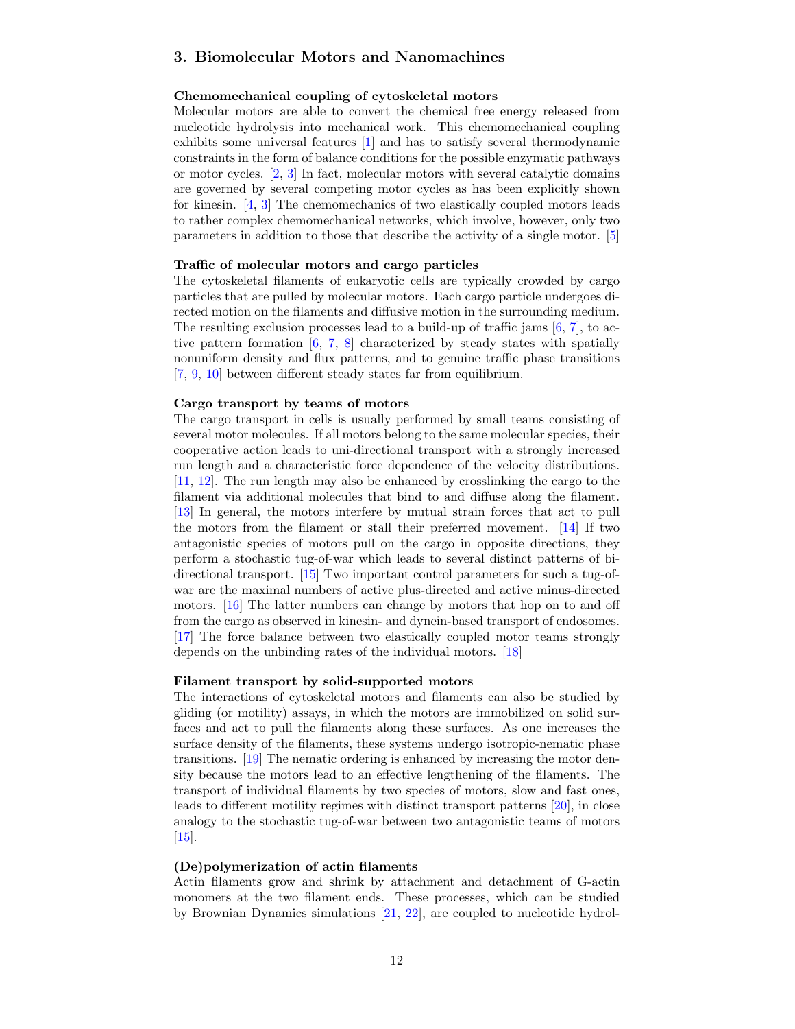## 3. Biomolecular Motors and Nanomachines

**Chemomechanical coupling of cytoskeletal motors**

Molecular motors are able to convert the chemical free energy released from nucleotide hydrolysis into mechanical work. This chemomechanical coupling exhibits some universal features [1] and has to satisfy several thermodynamic constraints in the form of balance conditions for the possible enzymatic pathways or motor cycles. [2, 3] In fact, molecular motors with several catalytic domains are governed by several competing motor cycles as has been explicitly shown for kinesin. [4, 3] The chemomechanics of two elastically coupled motors leads to rather complex chemomechanical networks, which involve, however, only two parameters in addition to those that describe the activity of a single motor. [5]

**Traffic of molecular motors and cargo particles**

The cytoskeletal filaments of eukaryotic cells are typically crowded by cargo particles that are pulled by molecular motors. Each cargo particle undergoes directed motion on the filaments and diffusive motion in the surrounding medium. The resulting exclusion processes lead to a build-up of traffic jams [6, 7], to active pattern formation [6, 7, 8] characterized by steady states with spatially nonuniform density and flux patterns, and to genuine traffic phase transitions [7, 9, 10] between different steady states far from equilibrium.

**Cargo transport by teams of motors**

The cargo transport in cells is usually performed by small teams consisting of several motor molecules. If all motors belong to the same molecular species, their cooperative action leads to uni-directional transport with a strongly increased run length and a characteristic force dependence of the velocity distributions. [11, 12]. The run length may also be enhanced by crosslinking the cargo to the filament via additional molecules that bind to and diffuse along the filament. [13] In general, the motors interfere by mutual strain forces that act to pull the motors from the filament or stall their preferred movement. [14] If two antagonistic species of motors pull on the cargo in opposite directions, they perform a stochastic tug-of-war which leads to several distinct patterns of bidirectional transport. [15] Two important control parameters for such a tug-of-war are the maximal numbers of active plus-directed and active minus-directed motors. [16] The latter numbers can change by motors that hop on to and off from the cargo as observed in kinesin- and dynein-based transport of endosomes. [17] The force balance between two elastically coupled motor teams strongly depends on the unbinding rates of the individual motors. [18]

**Filament transport by solid-supported motors**

The interactions of cytoskeletal motors and filaments can also be studied by gliding (or motility) assays, in which the motors are immobilized on solid surfaces and act to pull the filaments along these surfaces. As one increases the surface density of the filaments, these systems undergo isotropic-nematic phase transitions. [19] The nematic ordering is enhanced by increasing the motor density because the motors lead to an effective lengthening of the filaments. The transport of individual filaments by two species of motors, slow and fast ones, leads to different motility regimes with distinct transport patterns [20], in close analogy to the stochastic tug-of-war between two antagonistic teams of motors [15].

**(De)polymerization of actin filaments**

Actin filaments grow and shrink by attachment and detachment of G-actin monomers at the two filament ends. These processes, which can be studied by Brownian Dynamics simulations [21, 22], are coupled to nucleotide hydrol-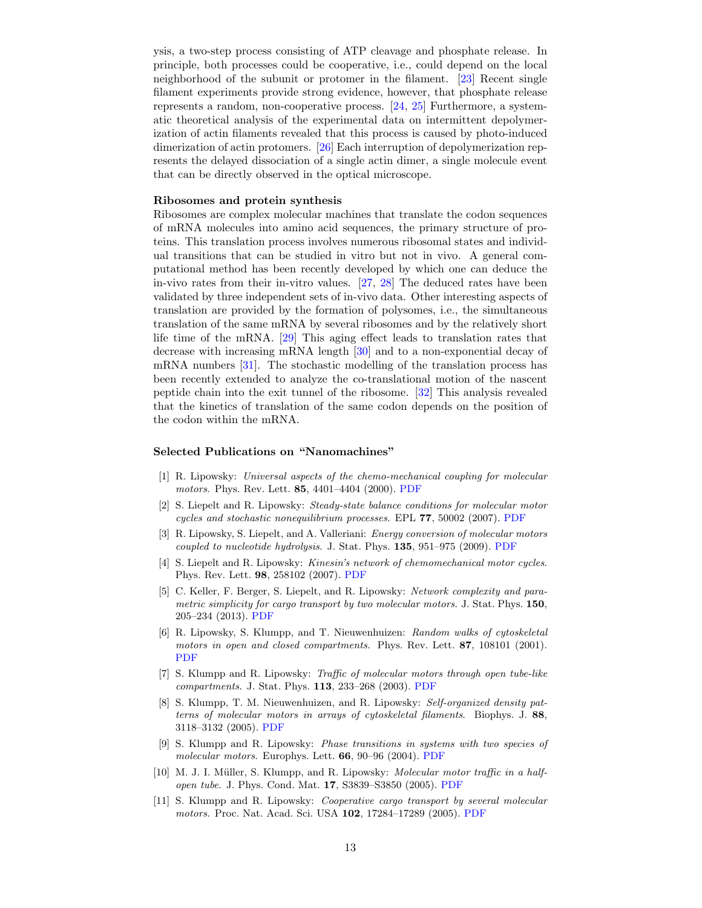ysis, a two-step process consisting of ATP cleavage and phosphate release. In principle, both processes could be cooperative, i.e., could depend on the local neighborhood of the subunit or protomer in the filament. [23] Recent single filament experiments provide strong evidence, however, that phosphate release represents a random, non-cooperative process. [24, 25] Furthermore, a systematic theoretical analysis of the experimental data on intermittent depolymerization of actin filaments revealed that this process is caused by photo-induced dimerization of actin protomers. [26] Each interruption of depolymerization represents the delayed dissociation of a single actin dimer, a single molecule event that can be directly observed in the optical microscope.

**Ribosomes and protein synthesis**

Ribosomes are complex molecular machines that translate the codon sequences of mRNA molecules into amino acid sequences, the primary structure of proteins. This translation process involves numerous ribosomal states and individual transitions that can be studied in vitro but not in vivo. A general computational method has been recently developed by which one can deduce the in-vivo rates from their in-vitro values. [27, 28] The deduced rates have been validated by three independent sets of in-vivo data. Other interesting aspects of translation are provided by the formation of polysomes, i.e., the simultaneous translation of the same mRNA by several ribosomes and by the relatively short life time of the mRNA. [29] This aging effect leads to translation rates that decrease with increasing mRNA length [30] and to a non-exponential decay of mRNA numbers [31]. The stochastic modelling of the translation process has been recently extended to analyze the co-translational motion of the nascent peptide chain into the exit tunnel of the ribosome. [32] This analysis revealed that the kinetics of translation of the same codon depends on the position of the codon within the mRNA.

### Selected Publications on "Nanomachines"

[1] R. Lipowsky: *Universal aspects of the chemo-mechanical coupling for molecular motors*. Phys. Rev. Lett. **85**, 4401–4404 (2000). PDF

[2] S. Liepelt and R. Lipowsky: *Steady-state balance conditions for molecular motor cycles and stochastic nonequilibrium processes*. EPL **77**, 50002 (2007). PDF

[3] R. Lipowsky, S. Liepelt, and A. Valleriani: *Energy conversion of molecular motors coupled to nucleotide hydrolysis*. J. Stat. Phys. **135**, 951–975 (2009). PDF

[4] S. Liepelt and R. Lipowsky: *Kinesin's network of chemomechanical motor cycles*. Phys. Rev. Lett. **98**, 258102 (2007). PDF

[5] C. Keller, F. Berger, S. Liepelt, and R. Lipowsky: *Network complexity and parametric simplicity for cargo transport by two molecular motors*. J. Stat. Phys. **150**, 205–234 (2013). PDF

[6] R. Lipowsky, S. Klumpp, and T. Nieuwenhuizen: *Random walks of cytoskeletal motors in open and closed compartments*. Phys. Rev. Lett. **87**, 108101 (2001). PDF

[7] S. Klumpp and R. Lipowsky: *Traffic of molecular motors through open tube-like compartments*. J. Stat. Phys. **113**, 233–268 (2003). PDF

[8] S. Klumpp, T. M. Nieuwenhuizen, and R. Lipowsky: *Self-organized density patterns of molecular motors in arrays of cytoskeletal filaments*. Biophys. J. **88**, 3118–3132 (2005). PDF

[9] S. Klumpp and R. Lipowsky: *Phase transitions in systems with two species of molecular motors*. Europhys. Lett. **66**, 90–96 (2004). PDF

[10] M. J. I. Müller, S. Klumpp, and R. Lipowsky: *Molecular motor traffic in a half-open tube*. J. Phys. Cond. Mat. **17**, S3839–S3850 (2005). PDF

[11] S. Klumpp and R. Lipowsky: *Cooperative cargo transport by several molecular motors*. Proc. Nat. Acad. Sci. USA **102**, 17284–17289 (2005). PDF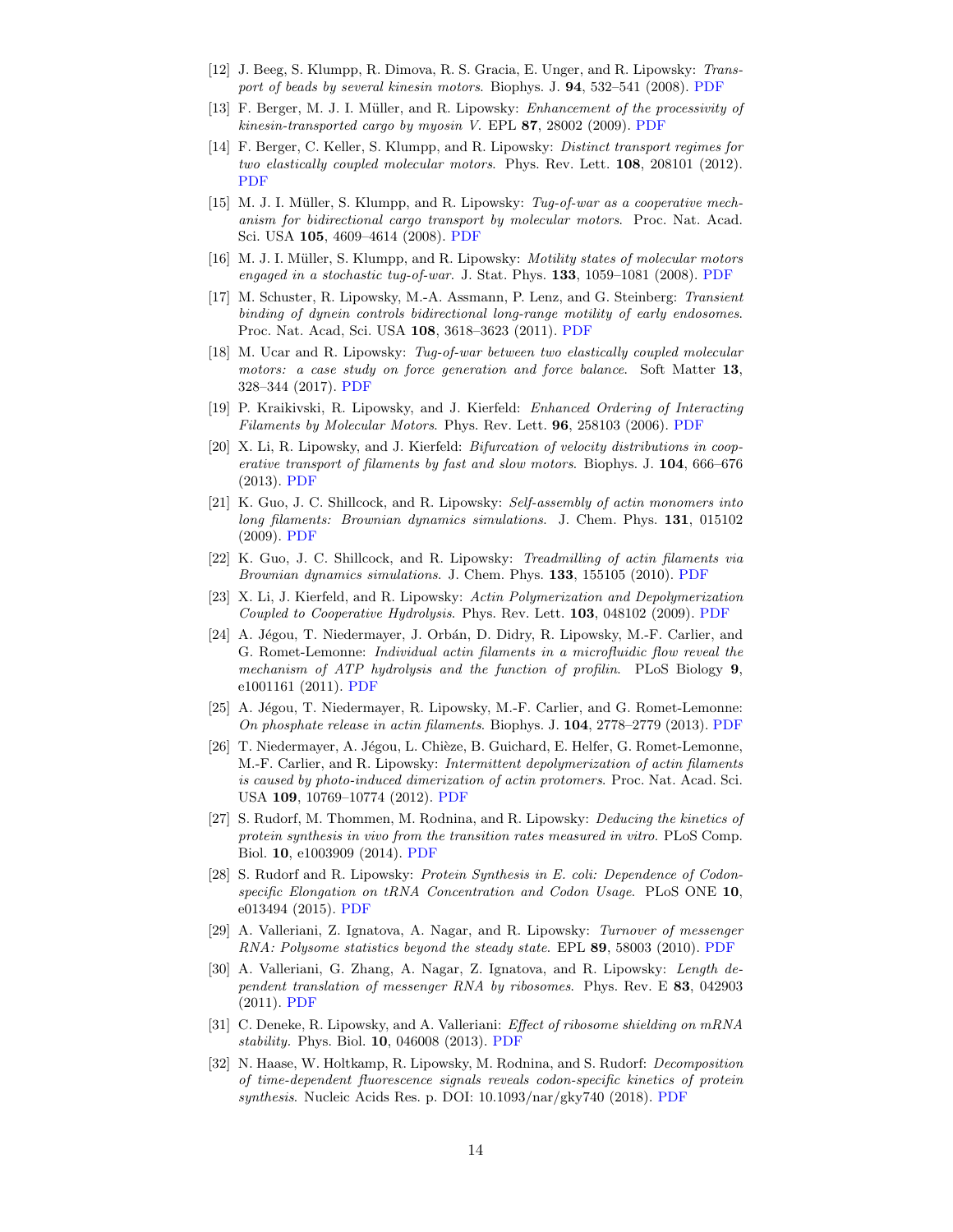[12] J. Beeg, S. Klumpp, R. Dimova, R. S. Gracia, E. Unger, and R. Lipowsky: *Transport of beads by several kinesin motors*. Biophys. J. **94**, 532–541 (2008). PDF

[13] F. Berger, M. J. I. Müller, and R. Lipowsky: *Enhancement of the processivity of kinesin-transported cargo by myosin V*. EPL **87**, 28002 (2009). PDF

[14] F. Berger, C. Keller, S. Klumpp, and R. Lipowsky: *Distinct transport regimes for two elastically coupled molecular motors*. Phys. Rev. Lett. **108**, 208101 (2012). PDF

[15] M. J. I. Müller, S. Klumpp, and R. Lipowsky: *Tug-of-war as a cooperative mechanism for bidirectional cargo transport by molecular motors*. Proc. Nat. Acad. Sci. USA **105**, 4609–4614 (2008). PDF

[16] M. J. I. Müller, S. Klumpp, and R. Lipowsky: *Motility states of molecular motors engaged in a stochastic tug-of-war*. J. Stat. Phys. **133**, 1059–1081 (2008). PDF

[17] M. Schuster, R. Lipowsky, M.-A. Assmann, P. Lenz, and G. Steinberg: *Transient binding of dynein controls bidirectional long-range motility of early endosomes*. Proc. Nat. Acad, Sci. USA **108**, 3618–3623 (2011). PDF

[18] M. Ucar and R. Lipowsky: *Tug-of-war between two elastically coupled molecular motors: a case study on force generation and force balance*. Soft Matter **13**, 328–344 (2017). PDF

[19] P. Kraikivski, R. Lipowsky, and J. Kierfeld: *Enhanced Ordering of Interacting Filaments by Molecular Motors*. Phys. Rev. Lett. **96**, 258103 (2006). PDF

[20] X. Li, R. Lipowsky, and J. Kierfeld: *Bifurcation of velocity distributions in cooperative transport of filaments by fast and slow motors*. Biophys. J. **104**, 666–676 (2013). PDF

[21] K. Guo, J. C. Shillcock, and R. Lipowsky: *Self-assembly of actin monomers into long filaments: Brownian dynamics simulations*. J. Chem. Phys. **131**, 015102 (2009). PDF

[22] K. Guo, J. C. Shillcock, and R. Lipowsky: *Treadmilling of actin filaments via Brownian dynamics simulations*. J. Chem. Phys. **133**, 155105 (2010). PDF

[23] X. Li, J. Kierfeld, and R. Lipowsky: *Actin Polymerization and Depolymerization Coupled to Cooperative Hydrolysis*. Phys. Rev. Lett. **103**, 048102 (2009). PDF

[24] A. Jégou, T. Niedermayer, J. Orbán, D. Didry, R. Lipowsky, M.-F. Carlier, and G. Romet-Lemonne: *Individual actin filaments in a microfluidic flow reveal the mechanism of ATP hydrolysis and the function of profilin*. PLoS Biology **9**, e1001161 (2011). PDF

[25] A. Jégou, T. Niedermayer, R. Lipowsky, M.-F. Carlier, and G. Romet-Lemonne: *On phosphate release in actin filaments*. Biophys. J. **104**, 2778–2779 (2013). PDF

[26] T. Niedermayer, A. Jégou, L. Chièze, B. Guichard, E. Helfer, G. Romet-Lemonne, M.-F. Carlier, and R. Lipowsky: *Intermittent depolymerization of actin filaments is caused by photo-induced dimerization of actin protomers*. Proc. Nat. Acad. Sci. USA **109**, 10769–10774 (2012). PDF

[27] S. Rudorf, M. Thommen, M. Rodnina, and R. Lipowsky: *Deducing the kinetics of protein synthesis in vivo from the transition rates measured in vitro*. PLoS Comp. Biol. **10**, e1003909 (2014). PDF

[28] S. Rudorf and R. Lipowsky: *Protein Synthesis in E. coli: Dependence of Codon-specific Elongation on tRNA Concentration and Codon Usage*. PLoS ONE **10**, e013494 (2015). PDF

[29] A. Valleriani, Z. Ignatova, A. Nagar, and R. Lipowsky: *Turnover of messenger RNA: Polysome statistics beyond the steady state*. EPL **89**, 58003 (2010). PDF

[30] A. Valleriani, G. Zhang, A. Nagar, Z. Ignatova, and R. Lipowsky: *Length dependent translation of messenger RNA by ribosomes*. Phys. Rev. E **83**, 042903 (2011). PDF

[31] C. Deneke, R. Lipowsky, and A. Valleriani: *Effect of ribosome shielding on mRNA stability*. Phys. Biol. **10**, 046008 (2013). PDF

[32] N. Haase, W. Holtkamp, R. Lipowsky, M. Rodnina, and S. Rudorf: *Decomposition of time-dependent fluorescence signals reveals codon-specific kinetics of protein synthesis*. Nucleic Acids Res. p. DOI: 10.1093/nar/gky740 (2018). PDF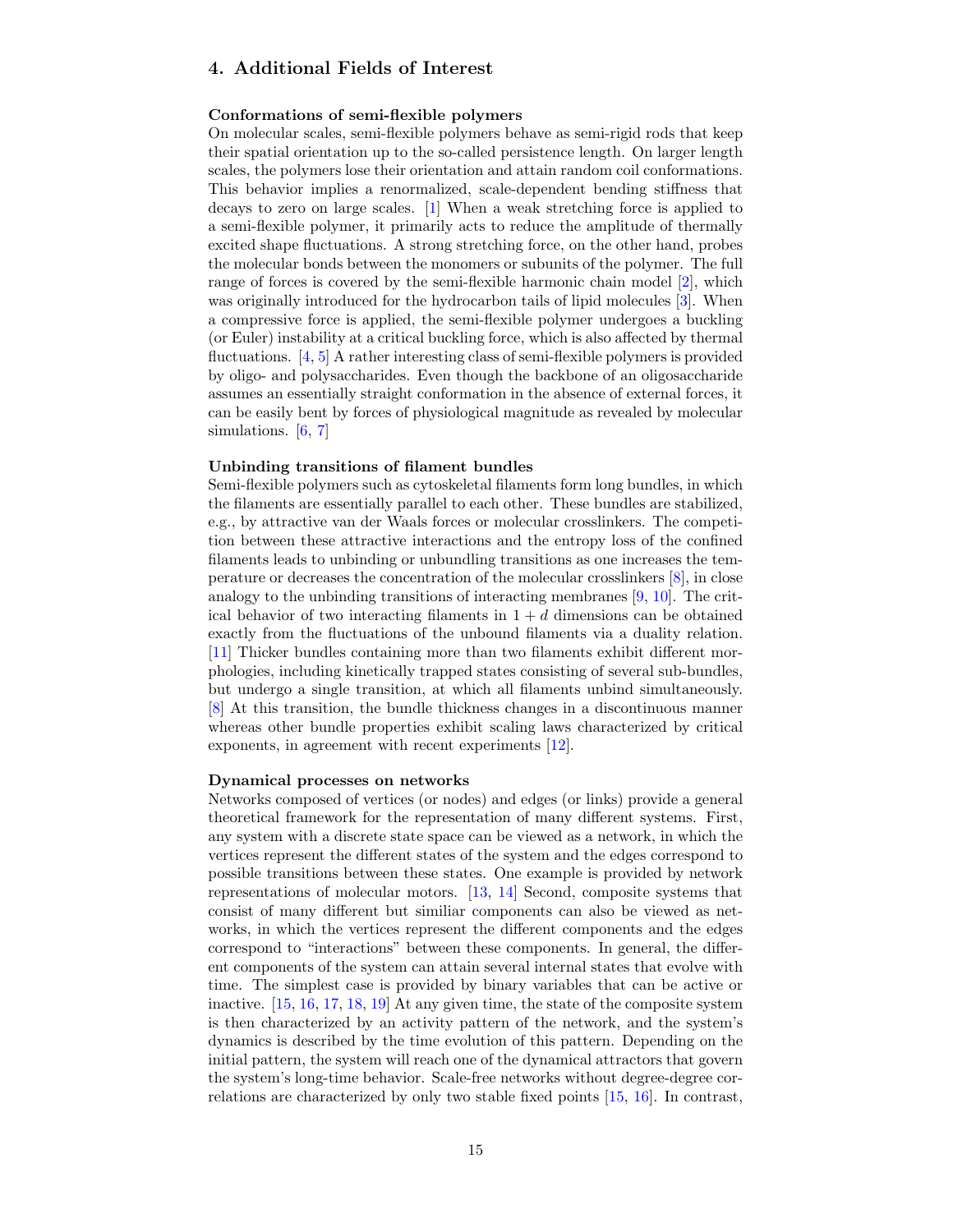## 4. Additional Fields of Interest

**Conformations of semi-flexible polymers**
On molecular scales, semi-flexible polymers behave as semi-rigid rods that keep their spatial orientation up to the so-called persistence length. On larger length scales, the polymers lose their orientation and attain random coil conformations. This behavior implies a renormalized, scale-dependent bending stiffness that decays to zero on large scales. [1] When a weak stretching force is applied to a semi-flexible polymer, it primarily acts to reduce the amplitude of thermally excited shape fluctuations. A strong stretching force, on the other hand, probes the molecular bonds between the monomers or subunits of the polymer. The full range of forces is covered by the semi-flexible harmonic chain model [2], which was originally introduced for the hydrocarbon tails of lipid molecules [3]. When a compressive force is applied, the semi-flexible polymer undergoes a buckling (or Euler) instability at a critical buckling force, which is also affected by thermal fluctuations. [4, 5] A rather interesting class of semi-flexible polymers is provided by oligo- and polysaccharides. Even though the backbone of an oligosaccharide assumes an essentially straight conformation in the absence of external forces, it can be easily bent by forces of physiological magnitude as revealed by molecular simulations. [6, 7]

**Unbinding transitions of filament bundles**
Semi-flexible polymers such as cytoskeletal filaments form long bundles, in which the filaments are essentially parallel to each other. These bundles are stabilized, e.g., by attractive van der Waals forces or molecular crosslinkers. The competition between these attractive interactions and the entropy loss of the confined filaments leads to unbinding or unbundling transitions as one increases the temperature or decreases the concentration of the molecular crosslinkers [8], in close analogy to the unbinding transitions of interacting membranes [9, 10]. The critical behavior of two interacting filaments in $1 + d$ dimensions can be obtained exactly from the fluctuations of the unbound filaments via a duality relation. [11] Thicker bundles containing more than two filaments exhibit different morphologies, including kinetically trapped states consisting of several sub-bundles, but undergo a single transition, at which all filaments unbind simultaneously. [8] At this transition, the bundle thickness changes in a discontinuous manner whereas other bundle properties exhibit scaling laws characterized by critical exponents, in agreement with recent experiments [12].

**Dynamical processes on networks**
Networks composed of vertices (or nodes) and edges (or links) provide a general theoretical framework for the representation of many different systems. First, any system with a discrete state space can be viewed as a network, in which the vertices represent the different states of the system and the edges correspond to possible transitions between these states. One example is provided by network representations of molecular motors. [13, 14] Second, composite systems that consist of many different but similiar components can also be viewed as networks, in which the vertices represent the different components and the edges correspond to "interactions" between these components. In general, the different components of the system can attain several internal states that evolve with time. The simplest case is provided by binary variables that can be active or inactive. [15, 16, 17, 18, 19] At any given time, the state of the composite system is then characterized by an activity pattern of the network, and the system's dynamics is described by the time evolution of this pattern. Depending on the initial pattern, the system will reach one of the dynamical attractors that govern the system's long-time behavior. Scale-free networks without degree-degree correlations are characterized by only two stable fixed points [15, 16]. In contrast,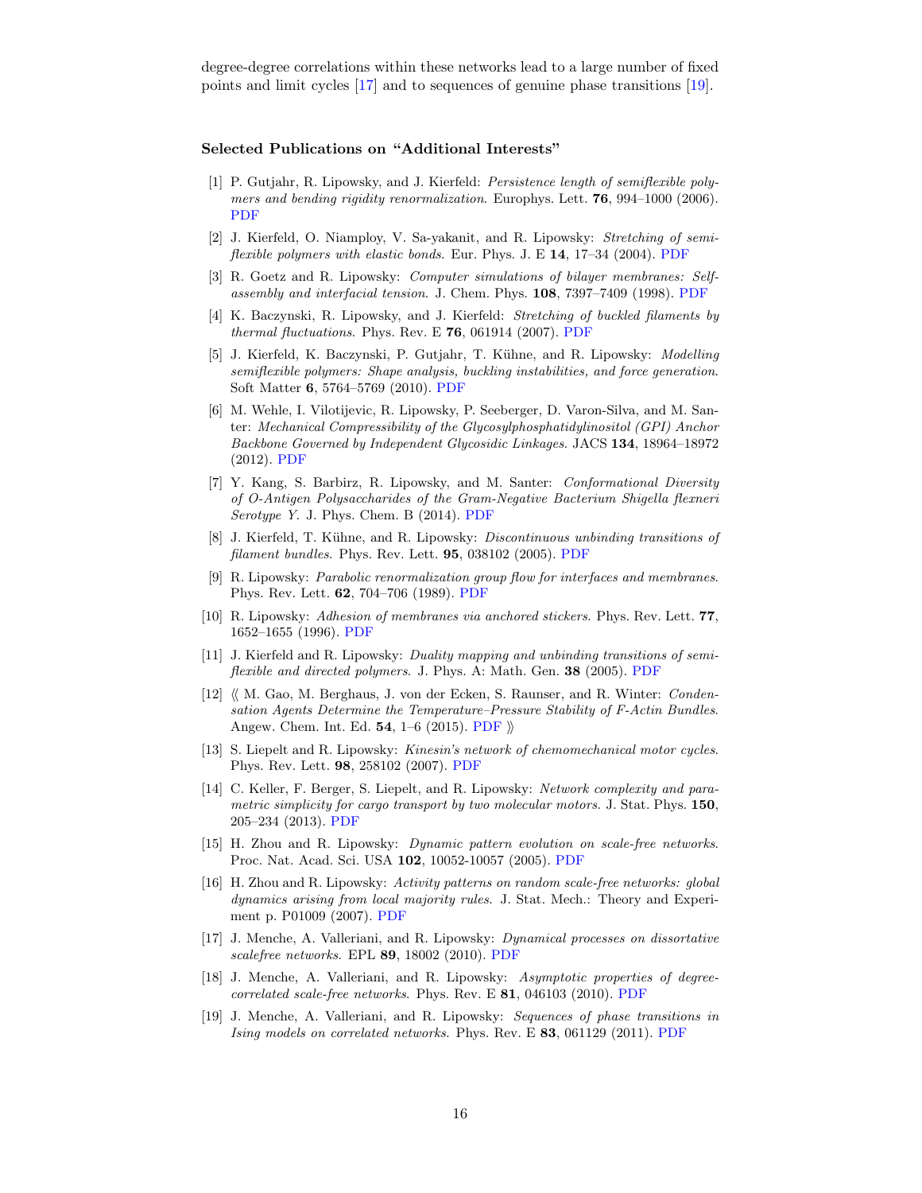degree-degree correlations within these networks lead to a large number of fixed points and limit cycles [17] and to sequences of genuine phase transitions [19].

### Selected Publications on "Additional Interests"

[1] P. Gutjahr, R. Lipowsky, and J. Kierfeld: *Persistence length of semiflexible polymers and bending rigidity renormalization*. Europhys. Lett. **76**, 994–1000 (2006). PDF

[2] J. Kierfeld, O. Niamploy, V. Sa-yakanit, and R. Lipowsky: *Stretching of semiflexible polymers with elastic bonds.* Eur. Phys. J. E **14**, 17–34 (2004). PDF

[3] R. Goetz and R. Lipowsky: *Computer simulations of bilayer membranes: Self-assembly and interfacial tension*. J. Chem. Phys. **108**, 7397–7409 (1998). PDF

[4] K. Baczynski, R. Lipowsky, and J. Kierfeld: *Stretching of buckled filaments by thermal fluctuations.* Phys. Rev. E **76**, 061914 (2007). PDF

[5] J. Kierfeld, K. Baczynski, P. Gutjahr, T. Kühne, and R. Lipowsky: *Modelling semiflexible polymers: Shape analysis, buckling instabilities, and force generation*. Soft Matter **6**, 5764–5769 (2010). PDF

[6] M. Wehle, I. Vilotijevic, R. Lipowsky, P. Seeberger, D. Varon-Silva, and M. Santer: *Mechanical Compressibility of the Glycosylphosphatidylinositol (GPI) Anchor Backbone Governed by Independent Glycosidic Linkages*. JACS **134**, 18964–18972 (2012). PDF

[7] Y. Kang, S. Barbirz, R. Lipowsky, and M. Santer: *Conformational Diversity of O-Antigen Polysaccharides of the Gram-Negative Bacterium Shigella flexneri Serotype Y.* J. Phys. Chem. B (2014). PDF

[8] J. Kierfeld, T. Kühne, and R. Lipowsky: *Discontinuous unbinding transitions of filament bundles*. Phys. Rev. Lett. **95**, 038102 (2005). PDF

[9] R. Lipowsky: *Parabolic renormalization group flow for interfaces and membranes*. Phys. Rev. Lett. **62**, 704–706 (1989). PDF

[10] R. Lipowsky: *Adhesion of membranes via anchored stickers*. Phys. Rev. Lett. **77**, 1652–1655 (1996). PDF

[11] J. Kierfeld and R. Lipowsky: *Duality mapping and unbinding transitions of semiflexible and directed polymers*. J. Phys. A: Math. Gen. **38** (2005). PDF

[12] ⟪ M. Gao, M. Berghaus, J. von der Ecken, S. Raunser, and R. Winter: *Condensation Agents Determine the Temperature–Pressure Stability of F-Actin Bundles*. Angew. Chem. Int. Ed. **54**, 1–6 (2015). PDF ⟫

[13] S. Liepelt and R. Lipowsky: *Kinesin's network of chemomechanical motor cycles*. Phys. Rev. Lett. **98**, 258102 (2007). PDF

[14] C. Keller, F. Berger, S. Liepelt, and R. Lipowsky: *Network complexity and parametric simplicity for cargo transport by two molecular motors*. J. Stat. Phys. **150**, 205–234 (2013). PDF

[15] H. Zhou and R. Lipowsky: *Dynamic pattern evolution on scale-free networks*. Proc. Nat. Acad. Sci. USA **102**, 10052-10057 (2005). PDF

[16] H. Zhou and R. Lipowsky: *Activity patterns on random scale-free networks: global dynamics arising from local majority rules*. J. Stat. Mech.: Theory and Experiment p. P01009 (2007). PDF

[17] J. Menche, A. Valleriani, and R. Lipowsky: *Dynamical processes on dissortative scalefree networks*. EPL **89**, 18002 (2010). PDF

[18] J. Menche, A. Valleriani, and R. Lipowsky: *Asymptotic properties of degree-correlated scale-free networks*. Phys. Rev. E **81**, 046103 (2010). PDF

[19] J. Menche, A. Valleriani, and R. Lipowsky: *Sequences of phase transitions in Ising models on correlated networks*. Phys. Rev. E **83**, 061129 (2011). PDF